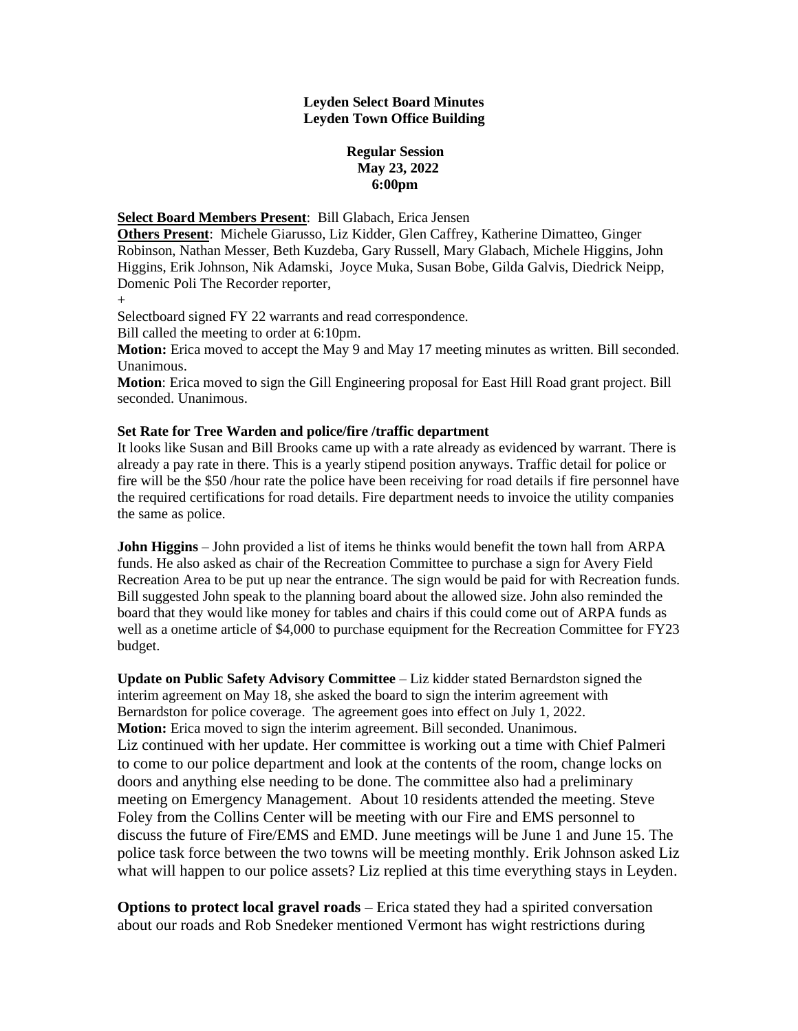**Leyden Select Board Minutes**
**Leyden Town Office Building**

**Regular Session**
**May 23, 2022**
**6:00pm**

**Select Board Members Present**: Bill Glabach, Erica Jensen
**Others Present**: Michele Giarusso, Liz Kidder, Glen Caffrey, Katherine Dimatteo, Ginger Robinson, Nathan Messer, Beth Kuzdeba, Gary Russell, Mary Glabach, Michele Higgins, John Higgins, Erik Johnson, Nik Adamski, Joyce Muka, Susan Bobe, Gilda Galvis, Diedrick Neipp, Domenic Poli The Recorder reporter,
+
Selectboard signed FY 22 warrants and read correspondence.
Bill called the meeting to order at 6:10pm.
**Motion:** Erica moved to accept the May 9 and May 17 meeting minutes as written. Bill seconded. Unanimous.
**Motion**: Erica moved to sign the Gill Engineering proposal for East Hill Road grant project. Bill seconded. Unanimous.

**Set Rate for Tree Warden and police/fire /traffic department**
It looks like Susan and Bill Brooks came up with a rate already as evidenced by warrant. There is already a pay rate in there. This is a yearly stipend position anyways. Traffic detail for police or fire will be the $50 /hour rate the police have been receiving for road details if fire personnel have the required certifications for road details. Fire department needs to invoice the utility companies the same as police.

**John Higgins** – John provided a list of items he thinks would benefit the town hall from ARPA funds. He also asked as chair of the Recreation Committee to purchase a sign for Avery Field Recreation Area to be put up near the entrance. The sign would be paid for with Recreation funds. Bill suggested John speak to the planning board about the allowed size. John also reminded the board that they would like money for tables and chairs if this could come out of ARPA funds as well as a onetime article of $4,000 to purchase equipment for the Recreation Committee for FY23 budget.

**Update on Public Safety Advisory Committee** – Liz kidder stated Bernardston signed the interim agreement on May 18, she asked the board to sign the interim agreement with Bernardston for police coverage. The agreement goes into effect on July 1, 2022.
**Motion:** Erica moved to sign the interim agreement. Bill seconded. Unanimous.
Liz continued with her update. Her committee is working out a time with Chief Palmeri to come to our police department and look at the contents of the room, change locks on doors and anything else needing to be done. The committee also had a preliminary meeting on Emergency Management. About 10 residents attended the meeting. Steve Foley from the Collins Center will be meeting with our Fire and EMS personnel to discuss the future of Fire/EMS and EMD. June meetings will be June 1 and June 15. The police task force between the two towns will be meeting monthly. Erik Johnson asked Liz what will happen to our police assets? Liz replied at this time everything stays in Leyden.

**Options to protect local gravel roads** – Erica stated they had a spirited conversation about our roads and Rob Snedeker mentioned Vermont has wight restrictions during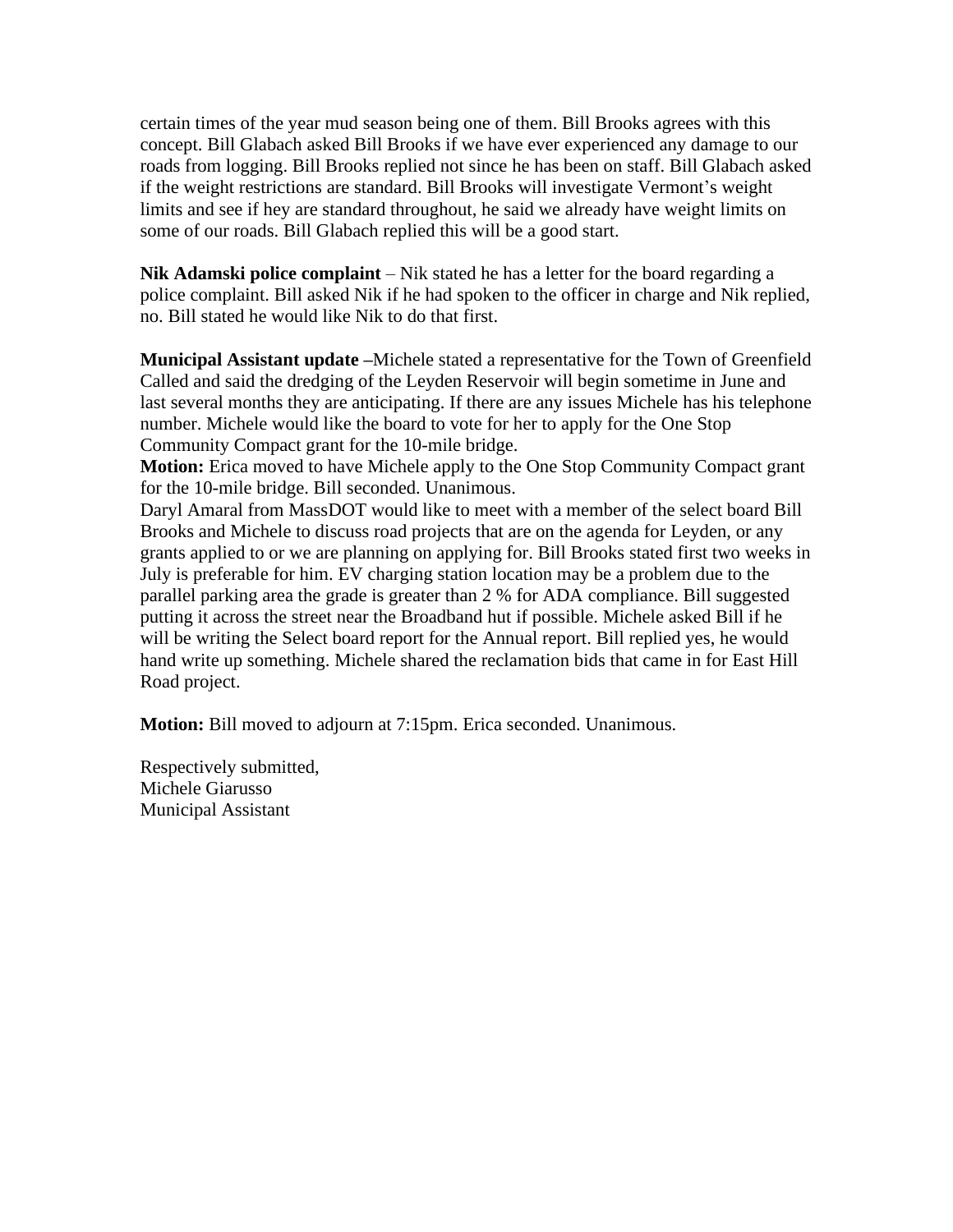certain times of the year mud season being one of them. Bill Brooks agrees with this concept. Bill Glabach asked Bill Brooks if we have ever experienced any damage to our roads from logging. Bill Brooks replied not since he has been on staff. Bill Glabach asked if the weight restrictions are standard. Bill Brooks will investigate Vermont's weight limits and see if hey are standard throughout, he said we already have weight limits on some of our roads. Bill Glabach replied this will be a good start.

**Nik Adamski police complaint** – Nik stated he has a letter for the board regarding a police complaint. Bill asked Nik if he had spoken to the officer in charge and Nik replied, no. Bill stated he would like Nik to do that first.

**Municipal Assistant update –**Michele stated a representative for the Town of Greenfield Called and said the dredging of the Leyden Reservoir will begin sometime in June and last several months they are anticipating. If there are any issues Michele has his telephone number. Michele would like the board to vote for her to apply for the One Stop Community Compact grant for the 10-mile bridge.

**Motion:** Erica moved to have Michele apply to the One Stop Community Compact grant for the 10-mile bridge. Bill seconded. Unanimous.

Daryl Amaral from MassDOT would like to meet with a member of the select board Bill Brooks and Michele to discuss road projects that are on the agenda for Leyden, or any grants applied to or we are planning on applying for. Bill Brooks stated first two weeks in July is preferable for him. EV charging station location may be a problem due to the parallel parking area the grade is greater than 2 % for ADA compliance. Bill suggested putting it across the street near the Broadband hut if possible. Michele asked Bill if he will be writing the Select board report for the Annual report. Bill replied yes, he would hand write up something. Michele shared the reclamation bids that came in for East Hill Road project.

**Motion:** Bill moved to adjourn at 7:15pm. Erica seconded. Unanimous.

Respectively submitted,
Michele Giarusso
Municipal Assistant